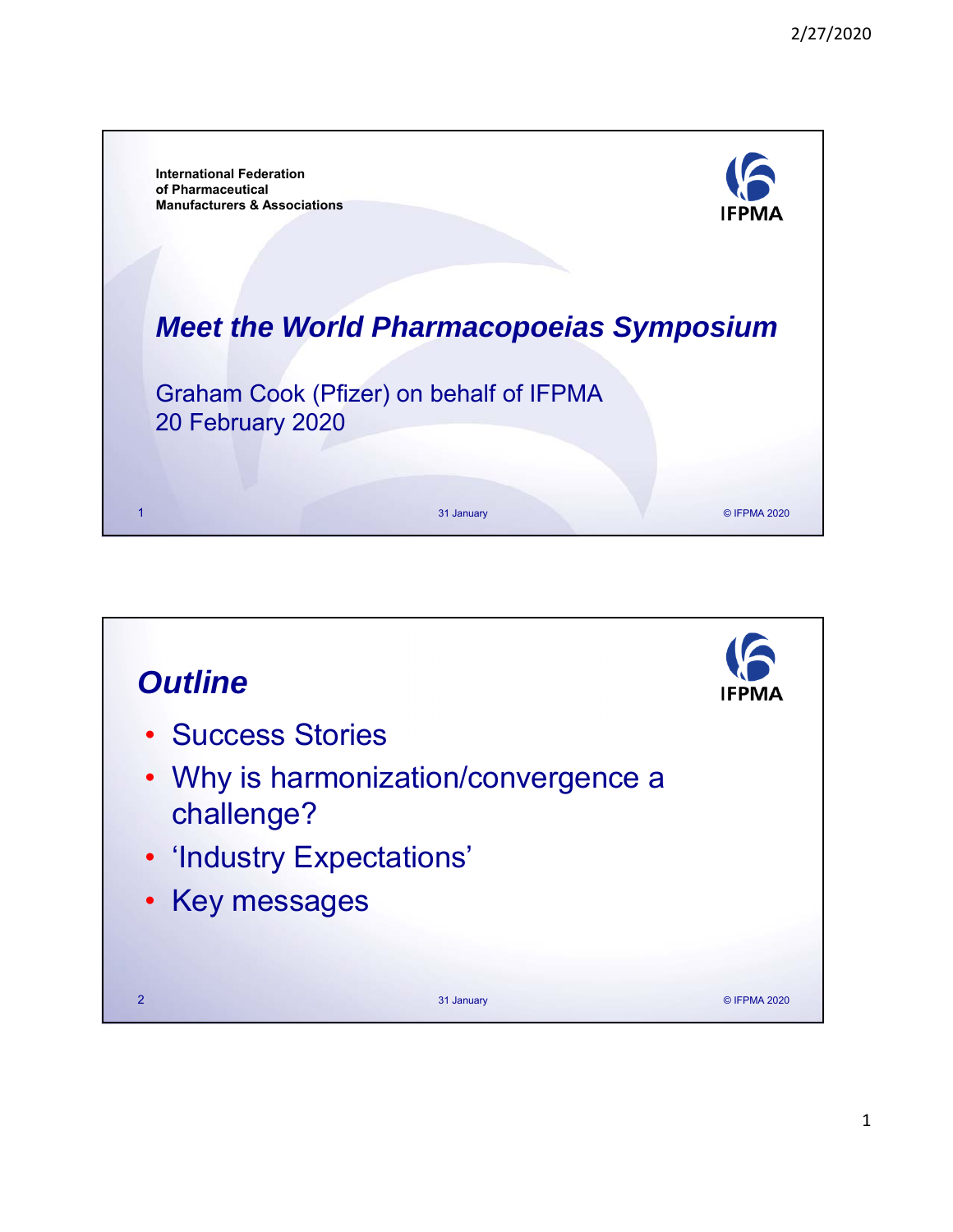International Federation
of Pharmaceutical
Manufacturers & Associations

IFPMA

# Meet the World Pharmacopoeias Symposium

Graham Cook (Pfizer) on behalf of IFPMA
20 February 2020

31 January

© IFPMA 2020

## Outline

IFPMA

- Success Stories
- Why is harmonization/convergence a challenge?
- 'Industry Expectations'
- Key messages

31 January

© IFPMA 2020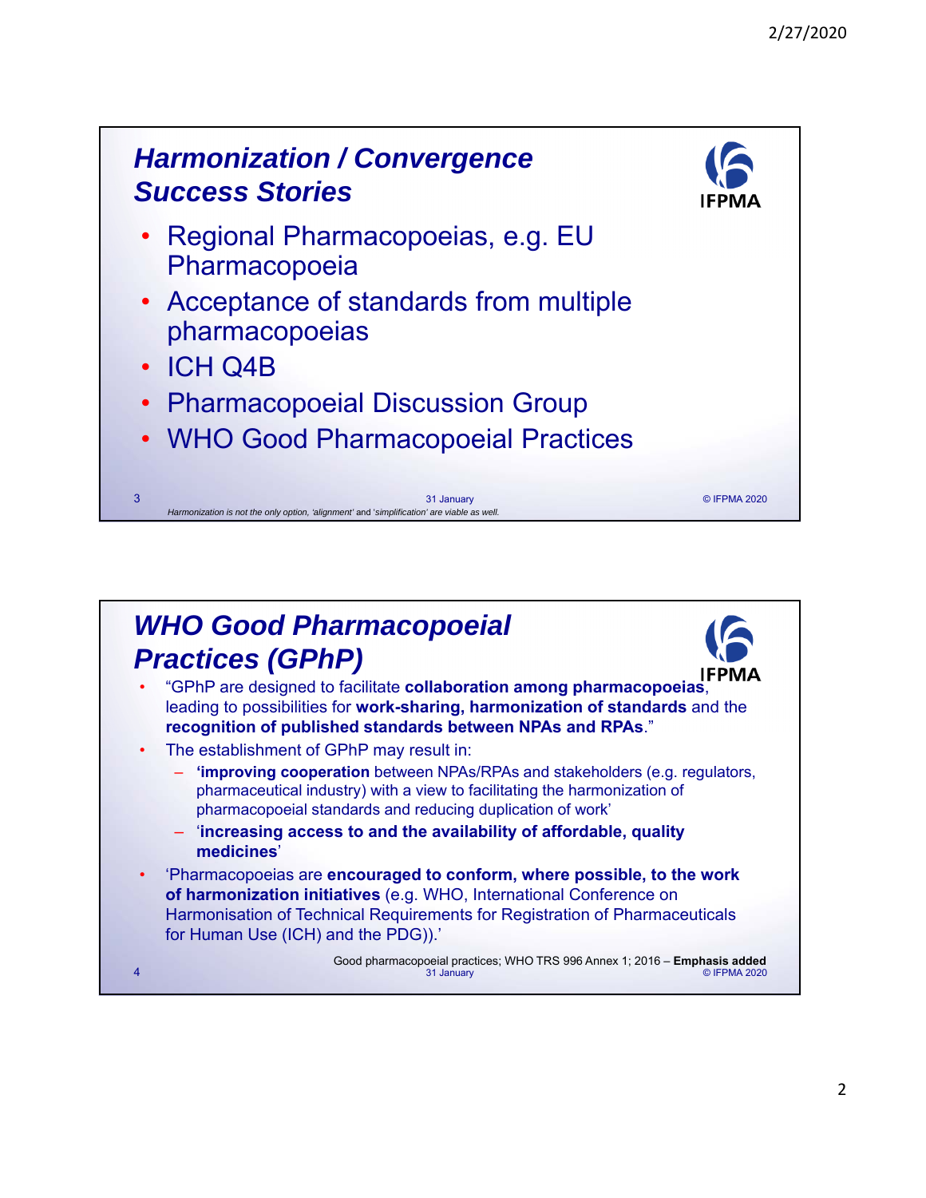## Harmonization / Convergence Success Stories

- Regional Pharmacopoeias, e.g. EU Pharmacopoeia
- Acceptance of standards from multiple pharmacopoeias
- ICH Q4B
- Pharmacopoeial Discussion Group
- WHO Good Pharmacopoeial Practices

*Harmonization is not the only option, 'alignment' and 'simplification' are viable as well.*

## WHO Good Pharmacopoeial Practices (GPhP)

- "GPhP are designed to facilitate **collaboration among pharmacopoeias**, leading to possibilities for **work-sharing, harmonization of standards** and the **recognition of published standards between NPAs and RPAs**."
- The establishment of GPhP may result in:
  - **'improving cooperation** between NPAs/RPAs and stakeholders (e.g. regulators, pharmaceutical industry) with a view to facilitating the harmonization of pharmacopoeial standards and reducing duplication of work'
  - '**increasing access to and the availability of affordable, quality medicines**'
- 'Pharmacopoeias are **encouraged to conform, where possible, to the work of harmonization initiatives** (e.g. WHO, International Conference on Harmonisation of Technical Requirements for Registration of Pharmaceuticals for Human Use (ICH) and the PDG)).'

Good pharmacopoeial practices; WHO TRS 996 Annex 1; 2016 – **Emphasis added**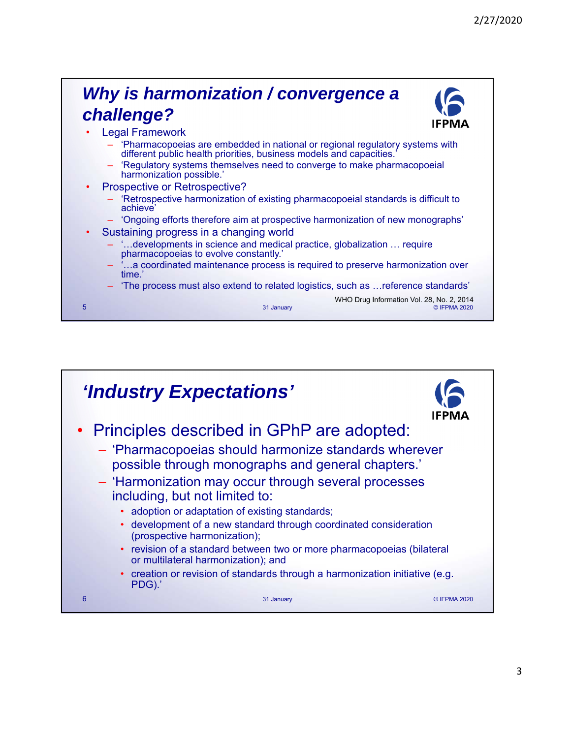## *Why is harmonization / convergence a challenge?*

- Legal Framework
  - 'Pharmacopoeias are embedded in national or regional regulatory systems with different public health priorities, business models and capacities.'
  - 'Regulatory systems themselves need to converge to make pharmacopoeial harmonization possible.'
- Prospective or Retrospective?
  - 'Retrospective harmonization of existing pharmacopoeial standards is difficult to achieve'
  - 'Ongoing efforts therefore aim at prospective harmonization of new monographs'
- Sustaining progress in a changing world
  - '…developments in science and medical practice, globalization … require pharmacopoeias to evolve constantly.'
  - '…a coordinated maintenance process is required to preserve harmonization over time.'
  - 'The process must also extend to related logistics, such as …reference standards'

WHO Drug Information Vol. 28, No. 2, 2014

## *'Industry Expectations'*

- Principles described in GPhP are adopted:
  - 'Pharmacopoeias should harmonize standards wherever possible through monographs and general chapters.'
  - 'Harmonization may occur through several processes including, but not limited to:
    - adoption or adaptation of existing standards;
    - development of a new standard through coordinated consideration (prospective harmonization);
    - revision of a standard between two or more pharmacopoeias (bilateral or multilateral harmonization); and
    - creation or revision of standards through a harmonization initiative (e.g. PDG).'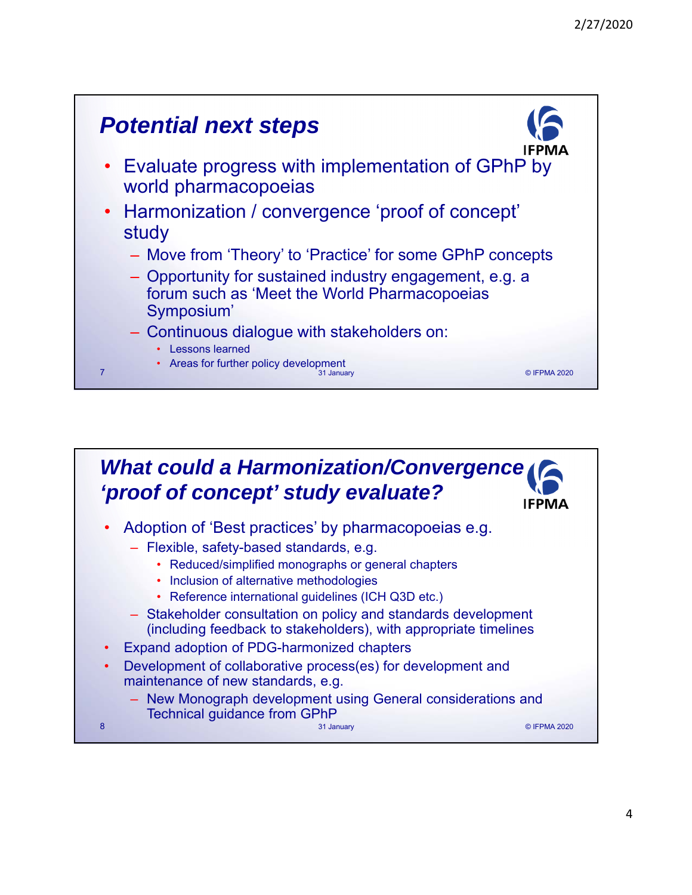## Potential next steps

- Evaluate progress with implementation of GPhP by world pharmacopoeias
- Harmonization / convergence 'proof of concept' study
  - Move from 'Theory' to 'Practice' for some GPhP concepts
  - Opportunity for sustained industry engagement, e.g. a forum such as 'Meet the World Pharmacopoeias Symposium'
  - Continuous dialogue with stakeholders on:
    - Lessons learned
    - Areas for further policy development

7 31 January © IFPMA 2020

## What could a Harmonization/Convergence 'proof of concept' study evaluate?

- Adoption of 'Best practices' by pharmacopoeias e.g.
  - Flexible, safety-based standards, e.g.
    - Reduced/simplified monographs or general chapters
    - Inclusion of alternative methodologies
    - Reference international guidelines (ICH Q3D etc.)
  - Stakeholder consultation on policy and standards development (including feedback to stakeholders), with appropriate timelines
- Expand adoption of PDG-harmonized chapters
- Development of collaborative process(es) for development and maintenance of new standards, e.g.
  - New Monograph development using General considerations and Technical guidance from GPhP

8 31 January © IFPMA 2020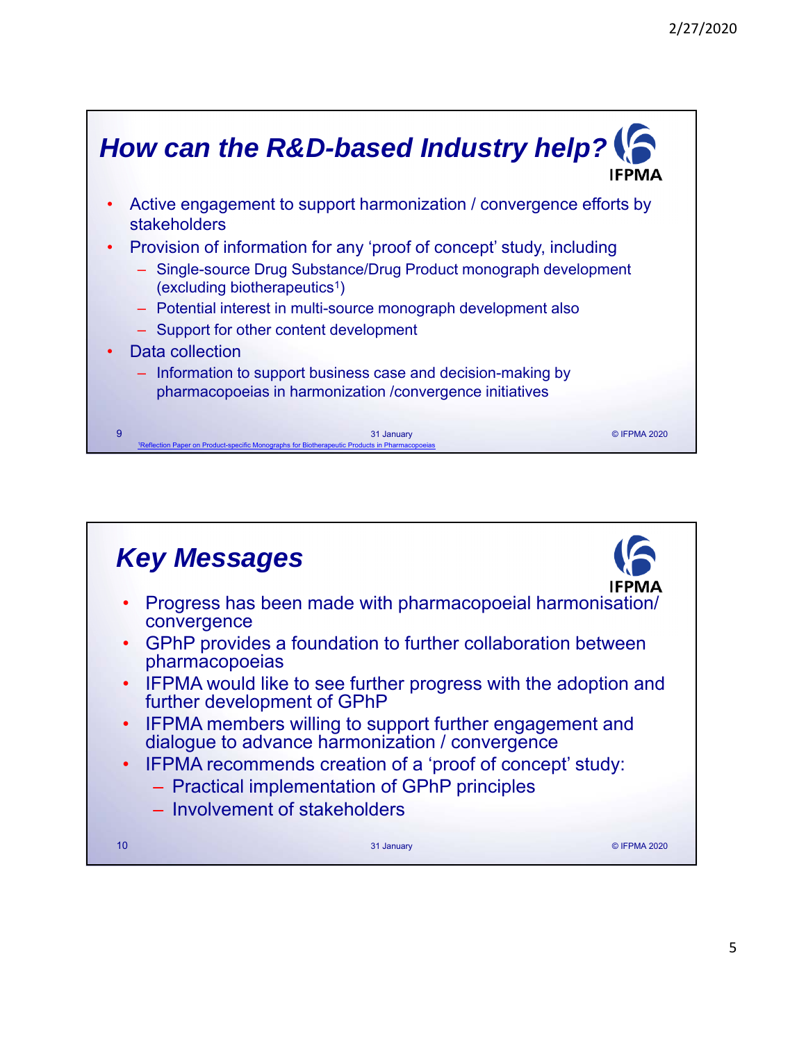## How can the R&D-based Industry help?

- Active engagement to support harmonization / convergence efforts by stakeholders
- Provision of information for any 'proof of concept' study, including
  - Single-source Drug Substance/Drug Product monograph development (excluding biotherapeutics[1])
  - Potential interest in multi-source monograph development also
  - Support for other content development
- Data collection
  - Information to support business case and decision-making by pharmacopoeias in harmonization /convergence initiatives

[1]Reflection Paper on Product-specific Monographs for Biotherapeutic Products in Pharmacopoeias

## Key Messages

- Progress has been made with pharmacopoeial harmonisation/ convergence
- GPhP provides a foundation to further collaboration between pharmacopoeias
- IFPMA would like to see further progress with the adoption and further development of GPhP
- IFPMA members willing to support further engagement and dialogue to advance harmonization / convergence
- IFPMA recommends creation of a 'proof of concept' study:
  - Practical implementation of GPhP principles
  - Involvement of stakeholders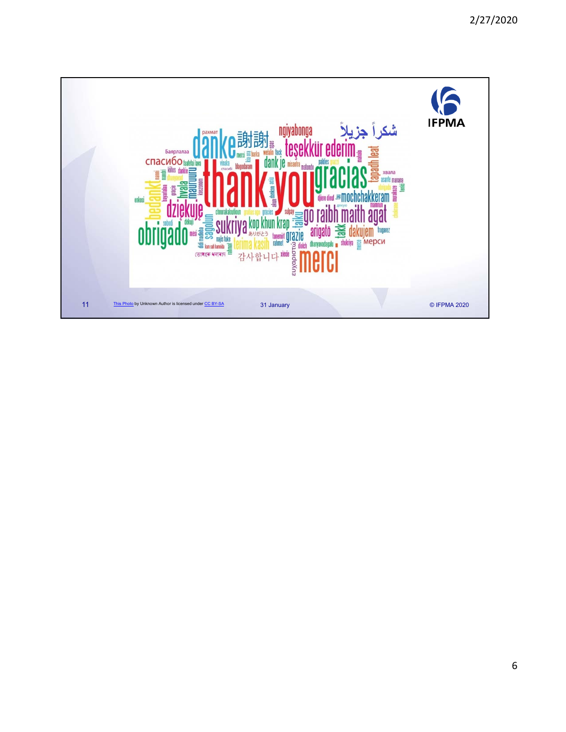This Photo by Unknown Author is licensed under CC BY-SA

31 January

© IFPMA 2020